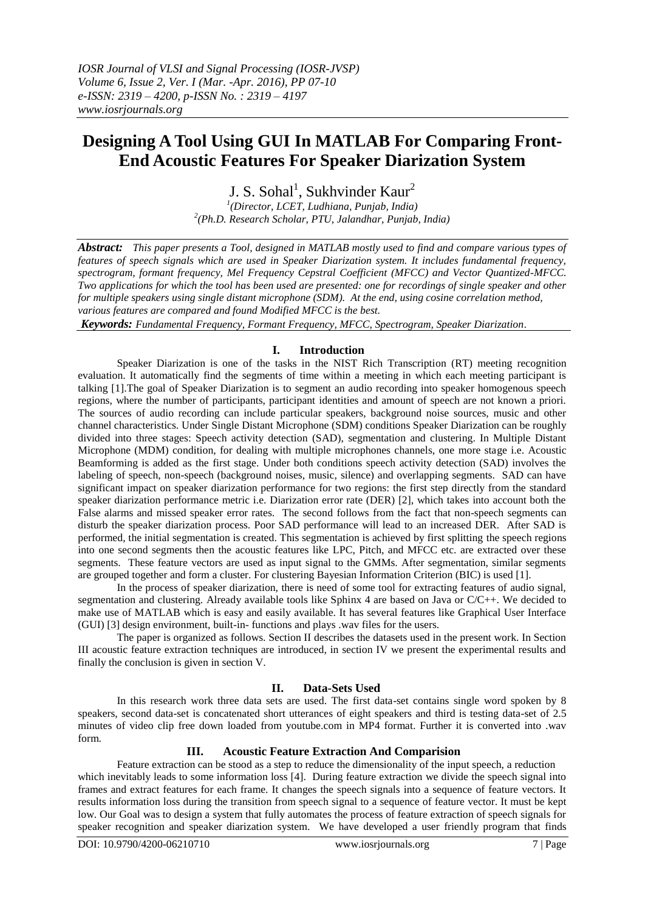# Designing A Tool Using GUI In MATLAB For Comparing Front-End Acoustic Features For Speaker Diarization System

J. S. Sohal[1], Sukhvinder Kaur[2]

[1](Director, LCET, Ludhiana, Punjab, India)
[2](Ph.D. Research Scholar, PTU, Jalandhar, Punjab, India)

***Abstract:*** *This paper presents a Tool, designed in MATLAB mostly used to find and compare various types of features of speech signals which are used in Speaker Diarization system. It includes fundamental frequency, spectrogram, formant frequency, Mel Frequency Cepstral Coefficient (MFCC) and Vector Quantized-MFCC. Two applications for which the tool has been used are presented: one for recordings of single speaker and other for multiple speakers using single distant microphone (SDM). At the end, using cosine correlation method, various features are compared and found Modified MFCC is the best.*

***Keywords:*** *Fundamental Frequency, Formant Frequency, MFCC, Spectrogram, Speaker Diarization.*

## I. Introduction

Speaker Diarization is one of the tasks in the NIST Rich Transcription (RT) meeting recognition evaluation. It automatically find the segments of time within a meeting in which each meeting participant is talking [1].The goal of Speaker Diarization is to segment an audio recording into speaker homogenous speech regions, where the number of participants, participant identities and amount of speech are not known a priori. The sources of audio recording can include particular speakers, background noise sources, music and other channel characteristics. Under Single Distant Microphone (SDM) conditions Speaker Diarization can be roughly divided into three stages: Speech activity detection (SAD), segmentation and clustering. In Multiple Distant Microphone (MDM) condition, for dealing with multiple microphones channels, one more stage i.e. Acoustic Beamforming is added as the first stage. Under both conditions speech activity detection (SAD) involves the labeling of speech, non-speech (background noises, music, silence) and overlapping segments. SAD can have significant impact on speaker diarization performance for two regions: the first step directly from the standard speaker diarization performance metric i.e. Diarization error rate (DER) [2], which takes into account both the False alarms and missed speaker error rates. The second follows from the fact that non-speech segments can disturb the speaker diarization process. Poor SAD performance will lead to an increased DER. After SAD is performed, the initial segmentation is created. This segmentation is achieved by first splitting the speech regions into one second segments then the acoustic features like LPC, Pitch, and MFCC etc. are extracted over these segments. These feature vectors are used as input signal to the GMMs. After segmentation, similar segments are grouped together and form a cluster. For clustering Bayesian Information Criterion (BIC) is used [1].

In the process of speaker diarization, there is need of some tool for extracting features of audio signal, segmentation and clustering. Already available tools like Sphinx 4 are based on Java or C/C++. We decided to make use of MATLAB which is easy and easily available. It has several features like Graphical User Interface (GUI) [3] design environment, built-in- functions and plays .wav files for the users.

The paper is organized as follows. Section II describes the datasets used in the present work. In Section III acoustic feature extraction techniques are introduced, in section IV we present the experimental results and finally the conclusion is given in section V.

## II. Data-Sets Used

In this research work three data sets are used. The first data-set contains single word spoken by 8 speakers, second data-set is concatenated short utterances of eight speakers and third is testing data-set of 2.5 minutes of video clip free down loaded from youtube.com in MP4 format. Further it is converted into .wav form.

## III. Acoustic Feature Extraction And Comparision

Feature extraction can be stood as a step to reduce the dimensionality of the input speech, a reduction which inevitably leads to some information loss [4]. During feature extraction we divide the speech signal into frames and extract features for each frame. It changes the speech signals into a sequence of feature vectors. It results information loss during the transition from speech signal to a sequence of feature vector. It must be kept low. Our Goal was to design a system that fully automates the process of feature extraction of speech signals for speaker recognition and speaker diarization system. We have developed a user friendly program that finds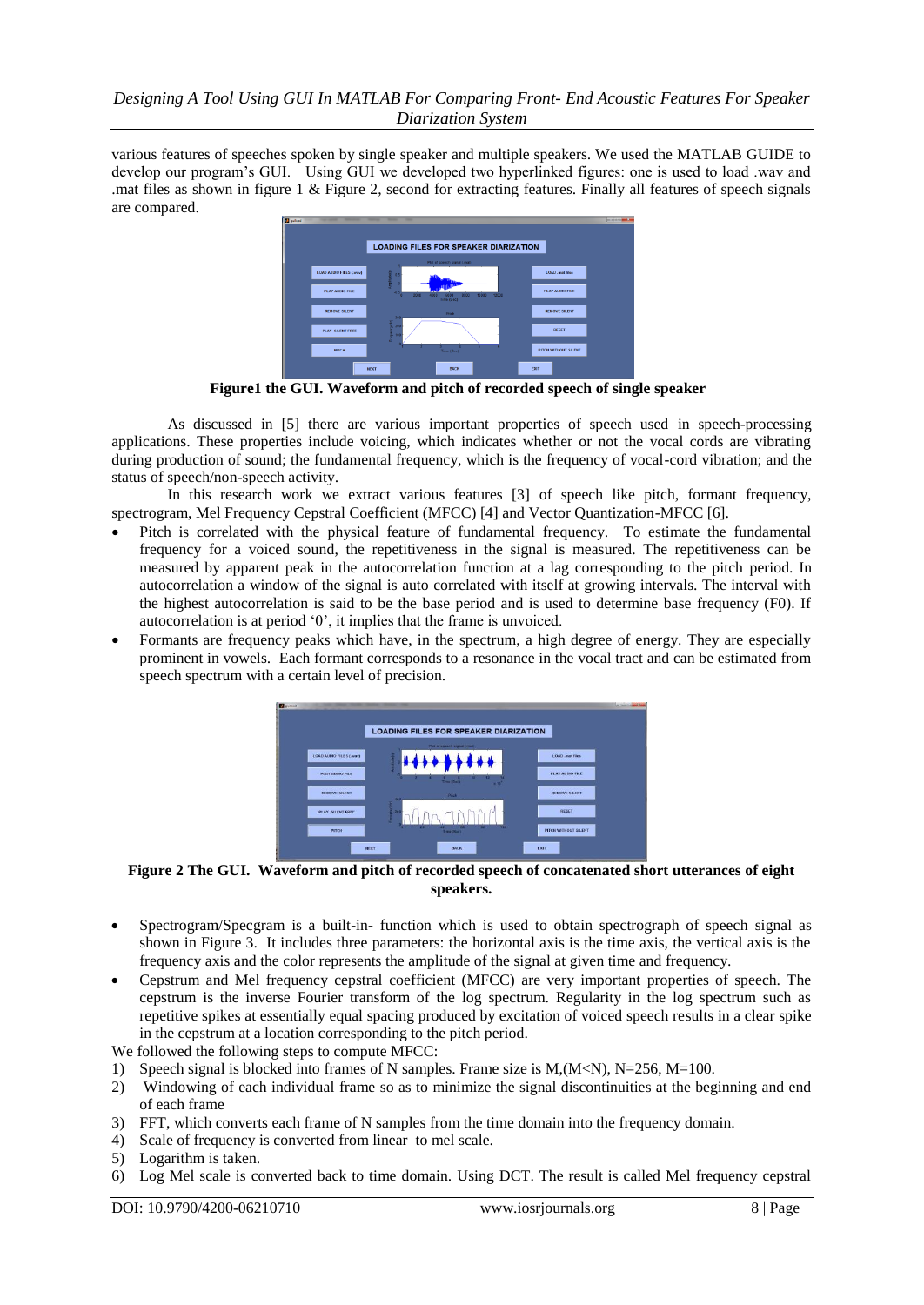various features of speeches spoken by single speaker and multiple speakers. We used the MATLAB GUIDE to develop our program's GUI. Using GUI we developed two hyperlinked figures: one is used to load .wav and .mat files as shown in figure 1 & Figure 2, second for extracting features. Finally all features of speech signals are compared.

**Figure1 the GUI. Waveform and pitch of recorded speech of single speaker**

As discussed in [5] there are various important properties of speech used in speech-processing applications. These properties include voicing, which indicates whether or not the vocal cords are vibrating during production of sound; the fundamental frequency, which is the frequency of vocal-cord vibration; and the status of speech/non-speech activity.

In this research work we extract various features [3] of speech like pitch, formant frequency, spectrogram, Mel Frequency Cepstral Coefficient (MFCC) [4] and Vector Quantization-MFCC [6].

- Pitch is correlated with the physical feature of fundamental frequency. To estimate the fundamental frequency for a voiced sound, the repetitiveness in the signal is measured. The repetitiveness can be measured by apparent peak in the autocorrelation function at a lag corresponding to the pitch period. In autocorrelation a window of the signal is auto correlated with itself at growing intervals. The interval with the highest autocorrelation is said to be the base period and is used to determine base frequency (F0). If autocorrelation is at period '0', it implies that the frame is unvoiced.
- Formants are frequency peaks which have, in the spectrum, a high degree of energy. They are especially prominent in vowels. Each formant corresponds to a resonance in the vocal tract and can be estimated from speech spectrum with a certain level of precision.

**Figure 2 The GUI. Waveform and pitch of recorded speech of concatenated short utterances of eight speakers.**

- Spectrogram/Specgram is a built-in- function which is used to obtain spectrograph of speech signal as shown in Figure 3. It includes three parameters: the horizontal axis is the time axis, the vertical axis is the frequency axis and the color represents the amplitude of the signal at given time and frequency.
- Cepstrum and Mel frequency cepstral coefficient (MFCC) are very important properties of speech. The cepstrum is the inverse Fourier transform of the log spectrum. Regularity in the log spectrum such as repetitive spikes at essentially equal spacing produced by excitation of voiced speech results in a clear spike in the cepstrum at a location corresponding to the pitch period.

We followed the following steps to compute MFCC:

1) Speech signal is blocked into frames of N samples. Frame size is M,($M<N$), $N=256$, $M=100$.
2) Windowing of each individual frame so as to minimize the signal discontinuities at the beginning and end of each frame
3) FFT, which converts each frame of N samples from the time domain into the frequency domain.
4) Scale of frequency is converted from linear to mel scale.
5) Logarithm is taken.
6) Log Mel scale is converted back to time domain. Using DCT. The result is called Mel frequency cepstral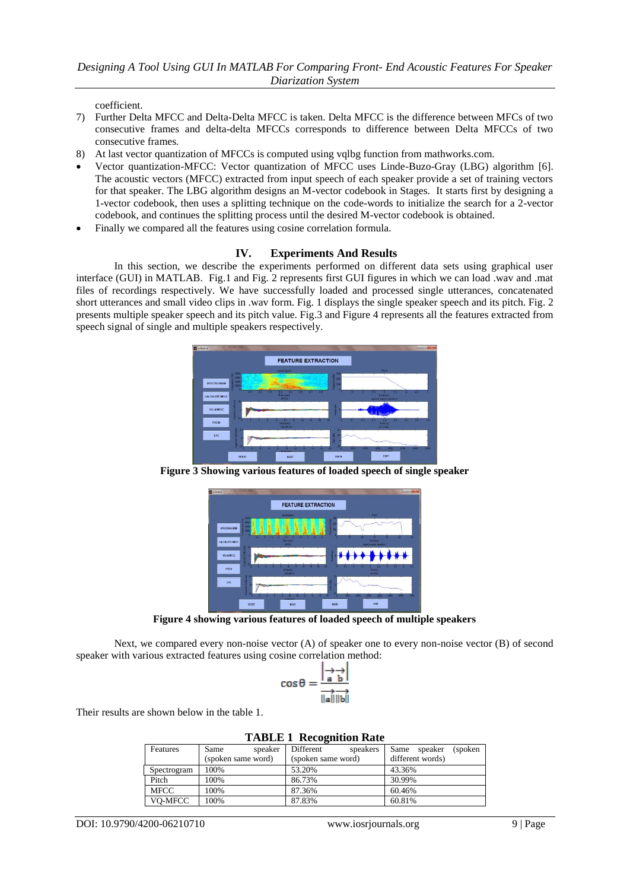coefficient.

7) Further Delta MFCC and Delta-Delta MFCC is taken. Delta MFCC is the difference between MFCs of two consecutive frames and delta-delta MFCCs corresponds to difference between Delta MFCCs of two consecutive frames.
8) At last vector quantization of MFCCs is computed using vqlbg function from mathworks.com.

- Vector quantization-MFCC: Vector quantization of MFCC uses Linde-Buzo-Gray (LBG) algorithm [6]. The acoustic vectors (MFCC) extracted from input speech of each speaker provide a set of training vectors for that speaker. The LBG algorithm designs an M-vector codebook in Stages. It starts first by designing a 1-vector codebook, then uses a splitting technique on the code-words to initialize the search for a 2-vector codebook, and continues the splitting process until the desired M-vector codebook is obtained.
- Finally we compared all the features using cosine correlation formula.

## IV. Experiments And Results

In this section, we describe the experiments performed on different data sets using graphical user interface (GUI) in MATLAB. Fig.1 and Fig. 2 represents first GUI figures in which we can load .wav and .mat files of recordings respectively. We have successfully loaded and processed single utterances, concatenated short utterances and small video clips in .wav form. Fig. 1 displays the single speaker speech and its pitch. Fig. 2 presents multiple speaker speech and its pitch value. Fig.3 and Figure 4 represents all the features extracted from speech signal of single and multiple speakers respectively.

**Figure 3 Showing various features of loaded speech of single speaker**

**Figure 4 showing various features of loaded speech of multiple speakers**

Next, we compared every non-noise vector (A) of speaker one to every non-noise vector (B) of second speaker with various extracted features using cosine correlation method:

$$\cos\theta = \frac{\left|\vec{a}\,\vec{b}\right|}{\|\vec{a}\|\|\vec{b}\|}$$

Their results are shown below in the table 1.

**TABLE 1 Recognition Rate**

| Features | Same speaker (spoken same word) | Different speakers (spoken same word) | Same speaker (spoken different words) |
|---|---|---|---|
| Spectrogram | 100% | 53.20% | 43.36% |
| Pitch | 100% | 86.73% | 30.99% |
| MFCC | 100% | 87.36% | 60.46% |
| VQ-MFCC | 100% | 87.83% | 60.81% |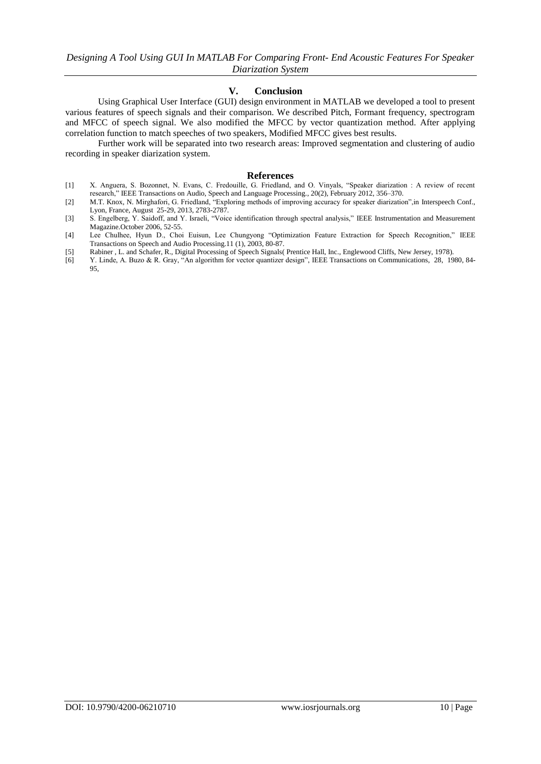## V. Conclusion

Using Graphical User Interface (GUI) design environment in MATLAB we developed a tool to present various features of speech signals and their comparison. We described Pitch, Formant frequency, spectrogram and MFCC of speech signal. We also modified the MFCC by vector quantization method. After applying correlation function to match speeches of two speakers, Modified MFCC gives best results.

Further work will be separated into two research areas: Improved segmentation and clustering of audio recording in speaker diarization system.

## References

[1] X. Anguera, S. Bozonnet, N. Evans, C. Fredouille, G. Friedland, and O. Vinyals, "Speaker diarization : A review of recent research," IEEE Transactions on Audio, Speech and Language Processing., 20(2), February 2012, 356–370.

[2] M.T. Knox, N. Mirghafori, G. Friedland, "Exploring methods of improving accuracy for speaker diarization",in Interspeech Conf., Lyon, France, August 25-29, 2013, 2783-2787.

[3] S. Engelberg, Y. Saidoff, and Y. Israeli, "Voice identification through spectral analysis," IEEE Instrumentation and Measurement Magazine.October 2006, 52-55.

[4] Lee Chulhee, Hyun D., Choi Euisun, Lee Chungyong "Optimization Feature Extraction for Speech Recognition," IEEE Transactions on Speech and Audio Processing.11 (1), 2003, 80-87.

[5] Rabiner , L. and Schafer, R., Digital Processing of Speech Signals( Prentice Hall, Inc., Englewood Cliffs, New Jersey, 1978).

[6] Y. Linde, A. Buzo & R. Gray, "An algorithm for vector quantizer design", IEEE Transactions on Communications, 28, 1980, 84-95,